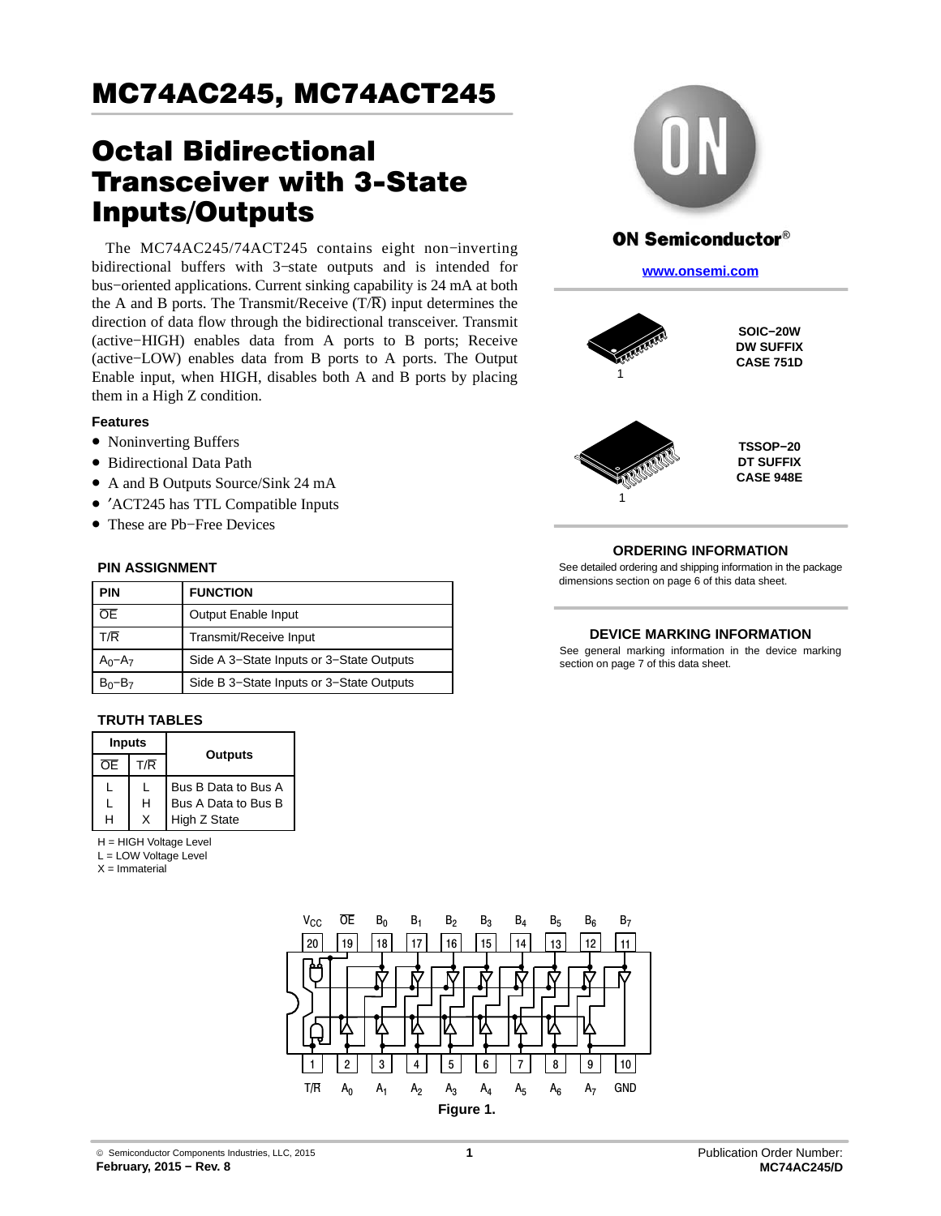# MC74AC245, MC74ACT245

## Octal Bidirectional Transceiver with 3-State Inputs/Outputs

The MC74AC245/74ACT245 contains eight non−inverting bidirectional buffers with 3−state outputs and is intended for bus−oriented applications. Current sinking capability is 24 mA at both the A and B ports. The Transmit/Receive (T/$\overline{R}$) input determines the direction of data flow through the bidirectional transceiver. Transmit (active−HIGH) enables data from A ports to B ports; Receive (active−LOW) enables data from B ports to A ports. The Output Enable input, when HIGH, disables both A and B ports by placing them in a High Z condition.

### Features

- Noninverting Buffers
- Bidirectional Data Path
- A and B Outputs Source/Sink 24 mA
- ′ACT245 has TTL Compatible Inputs
- These are Pb−Free Devices

ON Semiconductor®

www.onsemi.com

SOIC−20W
DW SUFFIX
CASE 751D

TSSOP−20
DT SUFFIX
CASE 948E

### PIN ASSIGNMENT

| PIN | FUNCTION |
|---|---|
| $\overline{OE}$ | Output Enable Input |
| T/$\overline{R}$ | Transmit/Receive Input |
| $A_0$–$A_7$ | Side A 3−State Inputs or 3−State Outputs |
| $B_0$–$B_7$ | Side B 3−State Inputs or 3−State Outputs |

### TRUTH TABLES

| Inputs | | Outputs |
|---|---|---|
| $\overline{OE}$ | T/$\overline{R}$ | |
| L | L | Bus B Data to Bus A |
| L | H | Bus A Data to Bus B |
| H | X | High Z State |

H = HIGH Voltage Level
L = LOW Voltage Level
X = Immaterial

Figure 1.

### ORDERING INFORMATION

See detailed ordering and shipping information in the package dimensions section on page 6 of this data sheet.

### DEVICE MARKING INFORMATION

See general marking information in the device marking section on page 7 of this data sheet.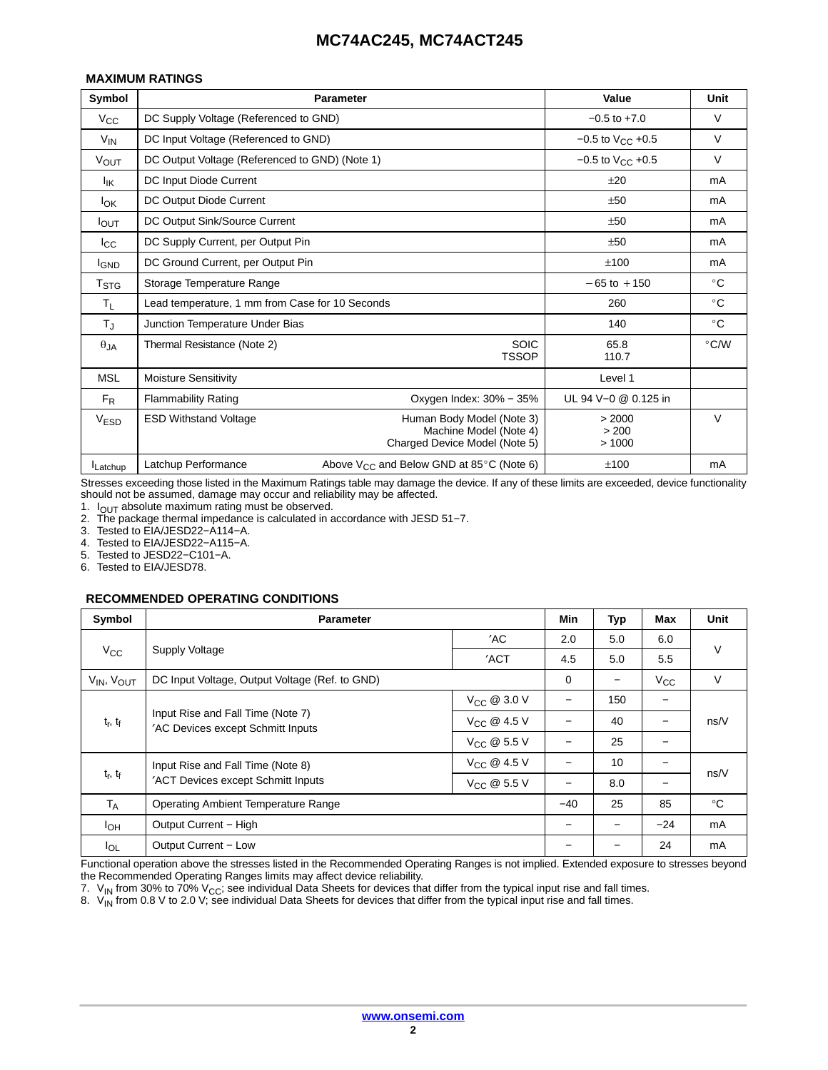## MAXIMUM RATINGS

| Symbol | Parameter | | Value | Unit |
|---|---|---|---|---|
| $V_{CC}$ | DC Supply Voltage (Referenced to GND) | | −0.5 to +7.0 | V |
| $V_{IN}$ | DC Input Voltage (Referenced to GND) | | −0.5 to $V_{CC}$ +0.5 | V |
| $V_{OUT}$ | DC Output Voltage (Referenced to GND) (Note 1) | | −0.5 to $V_{CC}$ +0.5 | V |
| $I_{IK}$ | DC Input Diode Current | | ±20 | mA |
| $I_{OK}$ | DC Output Diode Current | | ±50 | mA |
| $I_{OUT}$ | DC Output Sink/Source Current | | ±50 | mA |
| $I_{CC}$ | DC Supply Current, per Output Pin | | ±50 | mA |
| $I_{GND}$ | DC Ground Current, per Output Pin | | ±100 | mA |
| $T_{STG}$ | Storage Temperature Range | | −65 to +150 | °C |
| $T_L$ | Lead temperature, 1 mm from Case for 10 Seconds | | 260 | °C |
| $T_J$ | Junction Temperature Under Bias | | 140 | °C |
| $\theta_{JA}$ | Thermal Resistance (Note 2) | SOIC<br>TSSOP | 65.8<br>110.7 | °C/W |
| MSL | Moisture Sensitivity | | Level 1 | |
| $F_R$ | Flammability Rating | Oxygen Index: 30% − 35% | UL 94 V−0 @ 0.125 in | |
| $V_{ESD}$ | ESD Withstand Voltage | Human Body Model (Note 3)<br>Machine Model (Note 4)<br>Charged Device Model (Note 5) | > 2000<br>> 200<br>> 1000 | V |
| $I_{Latchup}$ | Latchup Performance | Above $V_{CC}$ and Below GND at 85°C (Note 6) | ±100 | mA |

Stresses exceeding those listed in the Maximum Ratings table may damage the device. If any of these limits are exceeded, device functionality should not be assumed, damage may occur and reliability may be affected.

1. $I_{OUT}$ absolute maximum rating must be observed.
2. The package thermal impedance is calculated in accordance with JESD 51−7.
3. Tested to EIA/JESD22−A114−A.
4. Tested to EIA/JESD22−A115−A.
5. Tested to JESD22−C101−A.
6. Tested to EIA/JESD78.

## RECOMMENDED OPERATING CONDITIONS

| Symbol | Parameter | | Min | Typ | Max | Unit |
|---|---|---|---|---|---|---|
| $V_{CC}$ | Supply Voltage | ′AC | 2.0 | 5.0 | 6.0 | V |
| | | ′ACT | 4.5 | 5.0 | 5.5 | |
| $V_{IN}$, $V_{OUT}$ | DC Input Voltage, Output Voltage (Ref. to GND) | | 0 | − | $V_{CC}$ | V |
| $t_r$, $t_f$ | Input Rise and Fall Time (Note 7)<br>′AC Devices except Schmitt Inputs | $V_{CC}$ @ 3.0 V | − | 150 | − | ns/V |
| | | $V_{CC}$ @ 4.5 V | − | 40 | − | |
| | | $V_{CC}$ @ 5.5 V | − | 25 | − | |
| $t_r$, $t_f$ | Input Rise and Fall Time (Note 8)<br>′ACT Devices except Schmitt Inputs | $V_{CC}$ @ 4.5 V | − | 10 | − | ns/V |
| | | $V_{CC}$ @ 5.5 V | − | 8.0 | − | |
| $T_A$ | Operating Ambient Temperature Range | | −40 | 25 | 85 | °C |
| $I_{OH}$ | Output Current − High | | − | − | −24 | mA |
| $I_{OL}$ | Output Current − Low | | − | − | 24 | mA |

Functional operation above the stresses listed in the Recommended Operating Ranges is not implied. Extended exposure to stresses beyond the Recommended Operating Ranges limits may affect device reliability.

7. $V_{IN}$ from 30% to 70% $V_{CC}$; see individual Data Sheets for devices that differ from the typical input rise and fall times.
8. $V_{IN}$ from 0.8 V to 2.0 V; see individual Data Sheets for devices that differ from the typical input rise and fall times.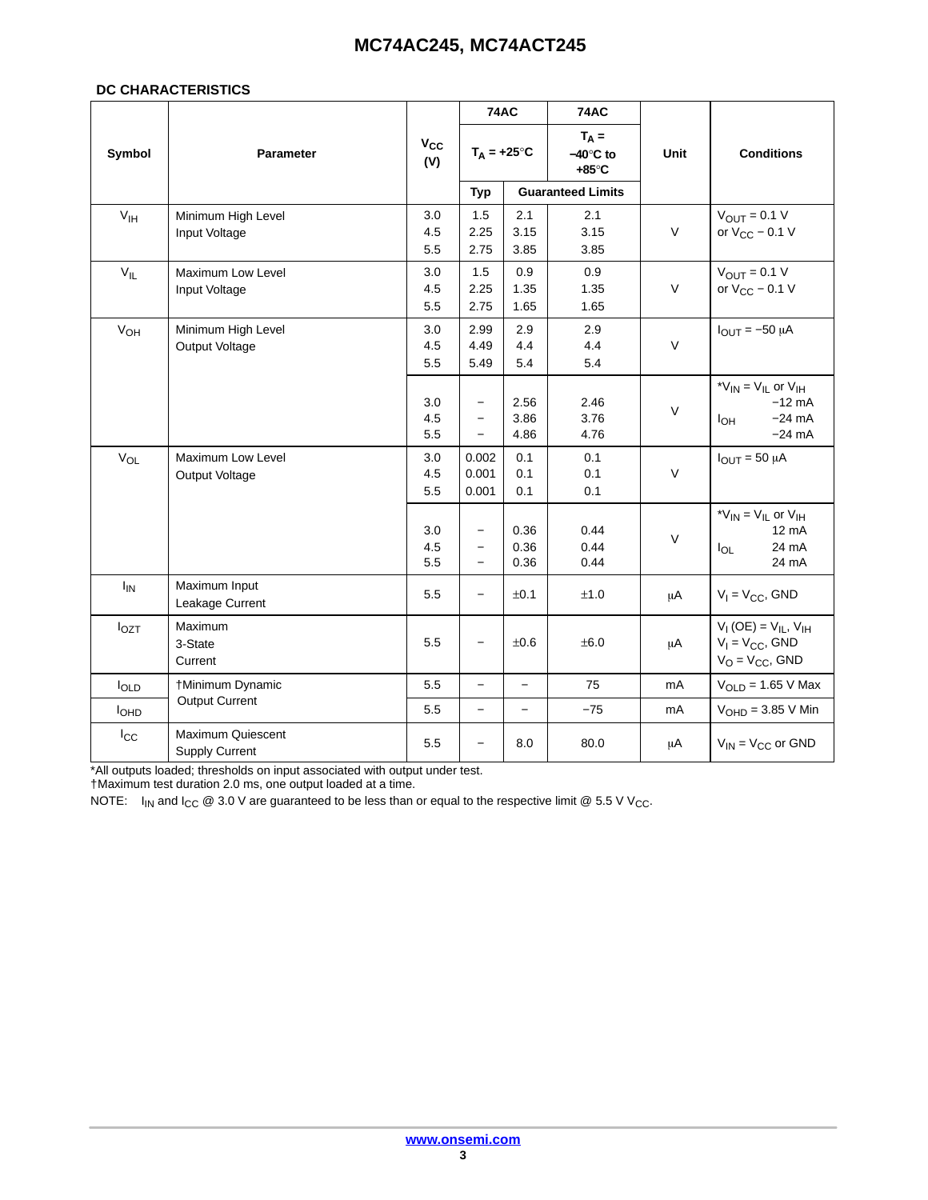## DC CHARACTERISTICS

| Symbol | Parameter | $V_{CC}$ (V) | 74AC | | 74AC | Unit | Conditions |
|---|---|---|---|---|---|---|---|
| | | | $T_A = +25°C$ | | $T_A = -40°C$ to $+85°C$ | | |
| | | | Typ | Guaranteed Limits | | | |
| $V_{IH}$ | Minimum High Level Input Voltage | 3.0<br>4.5<br>5.5 | 1.5<br>2.25<br>2.75 | 2.1<br>3.15<br>3.85 | 2.1<br>3.15<br>3.85 | V | $V_{OUT} = 0.1$ V or $V_{CC} - 0.1$ V |
| $V_{IL}$ | Maximum Low Level Input Voltage | 3.0<br>4.5<br>5.5 | 1.5<br>2.25<br>2.75 | 0.9<br>1.35<br>1.65 | 0.9<br>1.35<br>1.65 | V | $V_{OUT} = 0.1$ V or $V_{CC} - 0.1$ V |
| $V_{OH}$ | Minimum High Level Output Voltage | 3.0<br>4.5<br>5.5 | 2.99<br>4.49<br>5.49 | 2.9<br>4.4<br>5.4 | 2.9<br>4.4<br>5.4 | V | $I_{OUT} = -50$ μA |
| | | 3.0<br>4.5<br>5.5 | –<br>–<br>– | 2.56<br>3.86<br>4.86 | 2.46<br>3.76<br>4.76 | V | *$V_{IN} = V_{IL}$ or $V_{IH}$<br>$I_{OH}$ −12 mA<br>−24 mA<br>−24 mA |
| $V_{OL}$ | Maximum Low Level Output Voltage | 3.0<br>4.5<br>5.5 | 0.002<br>0.001<br>0.001 | 0.1<br>0.1<br>0.1 | 0.1<br>0.1<br>0.1 | V | $I_{OUT} = 50$ μA |
| | | 3.0<br>4.5<br>5.5 | –<br>–<br>– | 0.36<br>0.36<br>0.36 | 0.44<br>0.44<br>0.44 | V | *$V_{IN} = V_{IL}$ or $V_{IH}$<br>$I_{OL}$ 12 mA<br>24 mA<br>24 mA |
| $I_{IN}$ | Maximum Input Leakage Current | 5.5 | – | ±0.1 | ±1.0 | μA | $V_I = V_{CC}$, GND |
| $I_{OZT}$ | Maximum 3-State Current | 5.5 | – | ±0.6 | ±6.0 | μA | $V_I$ (OE) = $V_{IL}$, $V_{IH}$<br>$V_I = V_{CC}$, GND<br>$V_O = V_{CC}$, GND |
| $I_{OLD}$ | †Minimum Dynamic Output Current | 5.5 | – | – | 75 | mA | $V_{OLD} = 1.65$ V Max |
| $I_{OHD}$ | | 5.5 | – | – | −75 | mA | $V_{OHD} = 3.85$ V Min |
| $I_{CC}$ | Maximum Quiescent Supply Current | 5.5 | – | 8.0 | 80.0 | μA | $V_{IN} = V_{CC}$ or GND |

*All outputs loaded; thresholds on input associated with output under test.
†Maximum test duration 2.0 ms, one output loaded at a time.
NOTE: $I_{IN}$ and $I_{CC}$ @ 3.0 V are guaranteed to be less than or equal to the respective limit @ 5.5 V $V_{CC}$.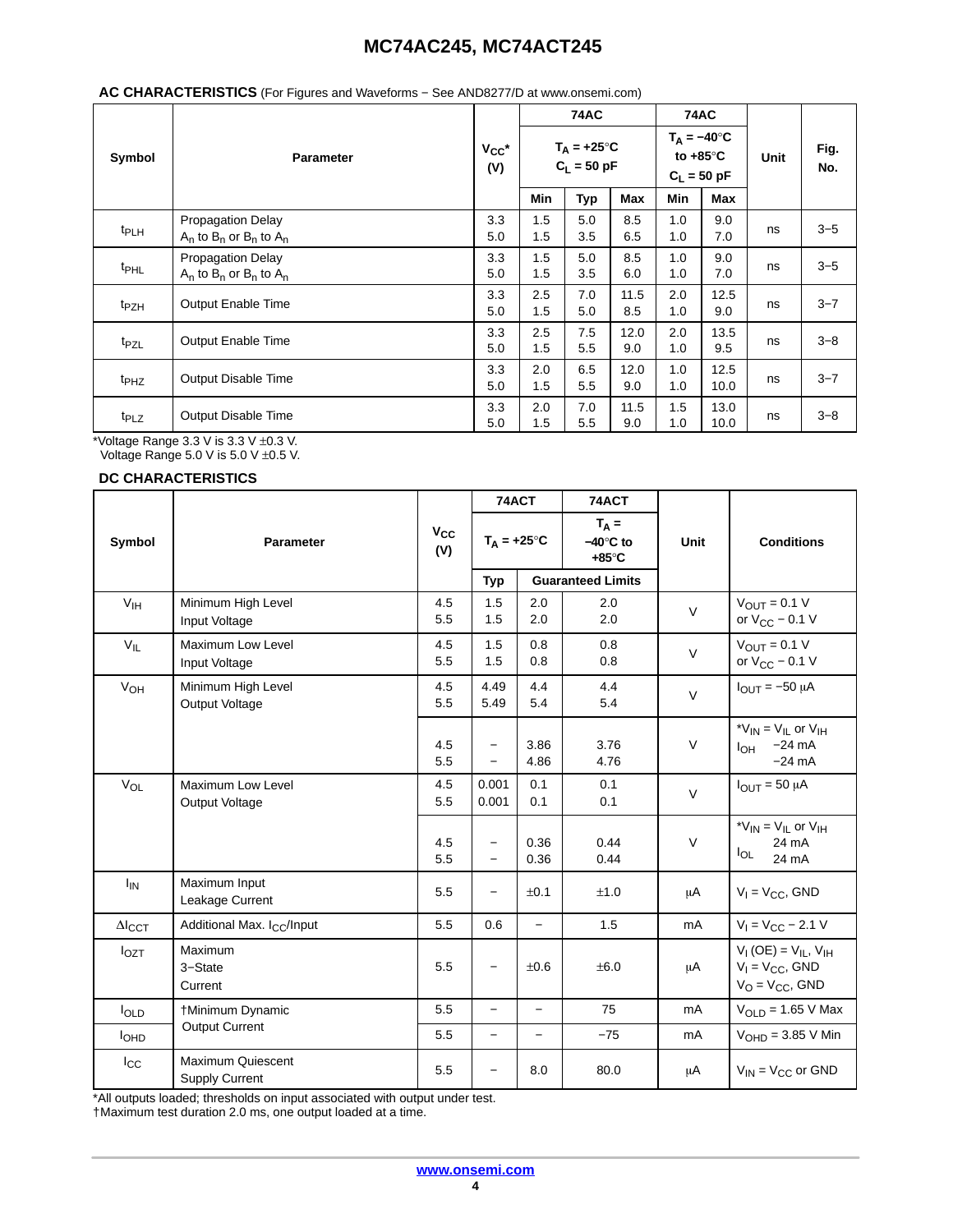**AC CHARACTERISTICS** (For Figures and Waveforms − See AND8277/D at www.onsemi.com)

| Symbol | Parameter | $V_{CC}$* (V) | 74AC $T_A$ = +25°C $C_L$ = 50 pF | | | 74AC $T_A$ = −40°C to +85°C $C_L$ = 50 pF | | Unit | Fig. No. |
|---|---|---|---|---|---|---|---|---|---|
| | | | Min | Typ | Max | Min | Max | | |
| $t_{PLH}$ | Propagation Delay $A_n$ to $B_n$ or $B_n$ to $A_n$ | 3.3<br>5.0 | 1.5<br>1.5 | 5.0<br>3.5 | 8.5<br>6.5 | 1.0<br>1.0 | 9.0<br>7.0 | ns | 3−5 |
| $t_{PHL}$ | Propagation Delay $A_n$ to $B_n$ or $B_n$ to $A_n$ | 3.3<br>5.0 | 1.5<br>1.5 | 5.0<br>3.5 | 8.5<br>6.0 | 1.0<br>1.0 | 9.0<br>7.0 | ns | 3−5 |
| $t_{PZH}$ | Output Enable Time | 3.3<br>5.0 | 2.5<br>1.5 | 7.0<br>5.0 | 11.5<br>8.5 | 2.0<br>1.0 | 12.5<br>9.0 | ns | 3−7 |
| $t_{PZL}$ | Output Enable Time | 3.3<br>5.0 | 2.5<br>1.5 | 7.5<br>5.5 | 12.0<br>9.0 | 2.0<br>1.0 | 13.5<br>9.5 | ns | 3−8 |
| $t_{PHZ}$ | Output Disable Time | 3.3<br>5.0 | 2.0<br>1.5 | 6.5<br>5.5 | 12.0<br>9.0 | 1.0<br>1.0 | 12.5<br>10.0 | ns | 3−7 |
| $t_{PLZ}$ | Output Disable Time | 3.3<br>5.0 | 2.0<br>1.5 | 7.0<br>5.5 | 11.5<br>9.0 | 1.5<br>1.0 | 13.0<br>10.0 | ns | 3−8 |

*Voltage Range 3.3 V is 3.3 V ±0.3 V.
Voltage Range 5.0 V is 5.0 V ±0.5 V.

**DC CHARACTERISTICS**

| Symbol | Parameter | $V_{CC}$ (V) | 74ACT $T_A$ = +25°C | | 74ACT $T_A$ = −40°C to +85°C | Unit | Conditions |
|---|---|---|---|---|---|---|---|
| | | | Typ | Guaranteed Limits | | | |
| $V_{IH}$ | Minimum High Level Input Voltage | 4.5<br>5.5 | 1.5<br>1.5 | 2.0<br>2.0 | 2.0<br>2.0 | V | $V_{OUT}$ = 0.1 V or $V_{CC}$ − 0.1 V |
| $V_{IL}$ | Maximum Low Level Input Voltage | 4.5<br>5.5 | 1.5<br>1.5 | 0.8<br>0.8 | 0.8<br>0.8 | V | $V_{OUT}$ = 0.1 V or $V_{CC}$ − 0.1 V |
| $V_{OH}$ | Minimum High Level Output Voltage | 4.5<br>5.5 | 4.49<br>5.49 | 4.4<br>5.4 | 4.4<br>5.4 | V | $I_{OUT}$ = −50 μA |
| | | 4.5<br>5.5 | −<br>− | 3.86<br>4.86 | 3.76<br>4.76 | V | *$V_{IN}$ = $V_{IL}$ or $V_{IH}$<br>$I_{OH}$ −24 mA<br>−24 mA |
| $V_{OL}$ | Maximum Low Level Output Voltage | 4.5<br>5.5 | 0.001<br>0.001 | 0.1<br>0.1 | 0.1<br>0.1 | V | $I_{OUT}$ = 50 μA |
| | | 4.5<br>5.5 | −<br>− | 0.36<br>0.36 | 0.44<br>0.44 | V | *$V_{IN}$ = $V_{IL}$ or $V_{IH}$<br>$I_{OL}$ 24 mA<br>24 mA |
| $I_{IN}$ | Maximum Input Leakage Current | 5.5 | − | ±0.1 | ±1.0 | μA | $V_I$ = $V_{CC}$, GND |
| $\Delta I_{CCT}$ | Additional Max. $I_{CC}$/Input | 5.5 | 0.6 | − | 1.5 | mA | $V_I$ = $V_{CC}$ − 2.1 V |
| $I_{OZT}$ | Maximum 3−State Current | 5.5 | − | ±0.6 | ±6.0 | μA | $V_I$ (OE) = $V_{IL}$, $V_{IH}$<br>$V_I$ = $V_{CC}$, GND<br>$V_O$ = $V_{CC}$, GND |
| $I_{OLD}$ | †Minimum Dynamic Output Current | 5.5 | − | − | 75 | mA | $V_{OLD}$ = 1.65 V Max |
| $I_{OHD}$ | | 5.5 | − | − | −75 | mA | $V_{OHD}$ = 3.85 V Min |
| $I_{CC}$ | Maximum Quiescent Supply Current | 5.5 | − | 8.0 | 80.0 | μA | $V_{IN}$ = $V_{CC}$ or GND |

*All outputs loaded; thresholds on input associated with output under test.
†Maximum test duration 2.0 ms, one output loaded at a time.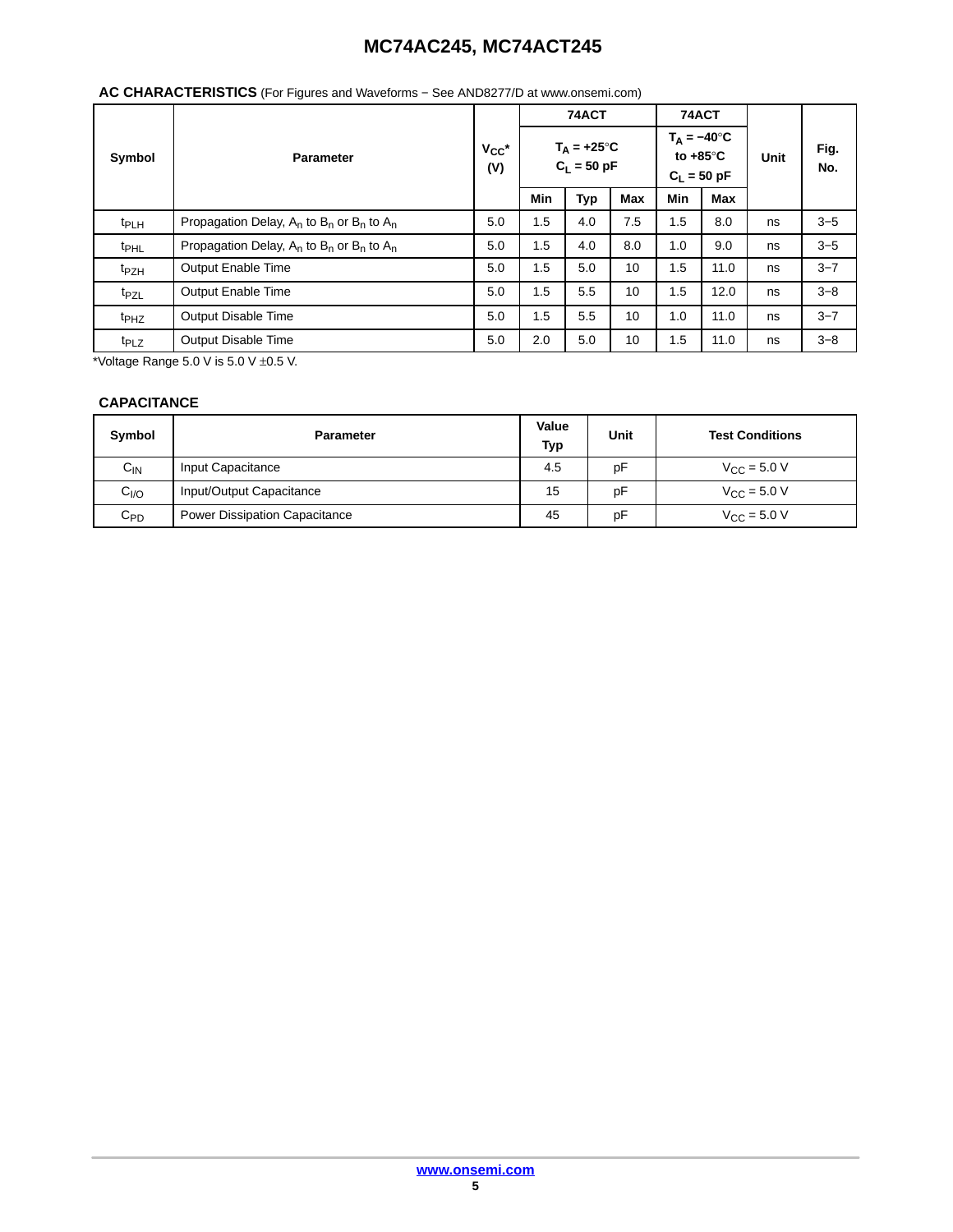**AC CHARACTERISTICS** (For Figures and Waveforms − See AND8277/D at www.onsemi.com)

| Symbol | Parameter | $V_{CC}$* (V) | 74ACT $T_A$ = +25°C $C_L$ = 50 pF | | | 74ACT $T_A$ = −40°C to +85°C $C_L$ = 50 pF | | Unit | Fig. No. |
|---|---|---|---|---|---|---|---|---|---|
| | | | Min | Typ | Max | Min | Max | | |
| $t_{PLH}$ | Propagation Delay, $A_n$ to $B_n$ or $B_n$ to $A_n$ | 5.0 | 1.5 | 4.0 | 7.5 | 1.5 | 8.0 | ns | 3−5 |
| $t_{PHL}$ | Propagation Delay, $A_n$ to $B_n$ or $B_n$ to $A_n$ | 5.0 | 1.5 | 4.0 | 8.0 | 1.0 | 9.0 | ns | 3−5 |
| $t_{PZH}$ | Output Enable Time | 5.0 | 1.5 | 5.0 | 10 | 1.5 | 11.0 | ns | 3−7 |
| $t_{PZL}$ | Output Enable Time | 5.0 | 1.5 | 5.5 | 10 | 1.5 | 12.0 | ns | 3−8 |
| $t_{PHZ}$ | Output Disable Time | 5.0 | 1.5 | 5.5 | 10 | 1.0 | 11.0 | ns | 3−7 |
| $t_{PLZ}$ | Output Disable Time | 5.0 | 2.0 | 5.0 | 10 | 1.5 | 11.0 | ns | 3−8 |

*Voltage Range 5.0 V is 5.0 V ±0.5 V.

**CAPACITANCE**

| Symbol | Parameter | Value Typ | Unit | Test Conditions |
|---|---|---|---|---|
| $C_{IN}$ | Input Capacitance | 4.5 | pF | $V_{CC}$ = 5.0 V |
| $C_{I/O}$ | Input/Output Capacitance | 15 | pF | $V_{CC}$ = 5.0 V |
| $C_{PD}$ | Power Dissipation Capacitance | 45 | pF | $V_{CC}$ = 5.0 V |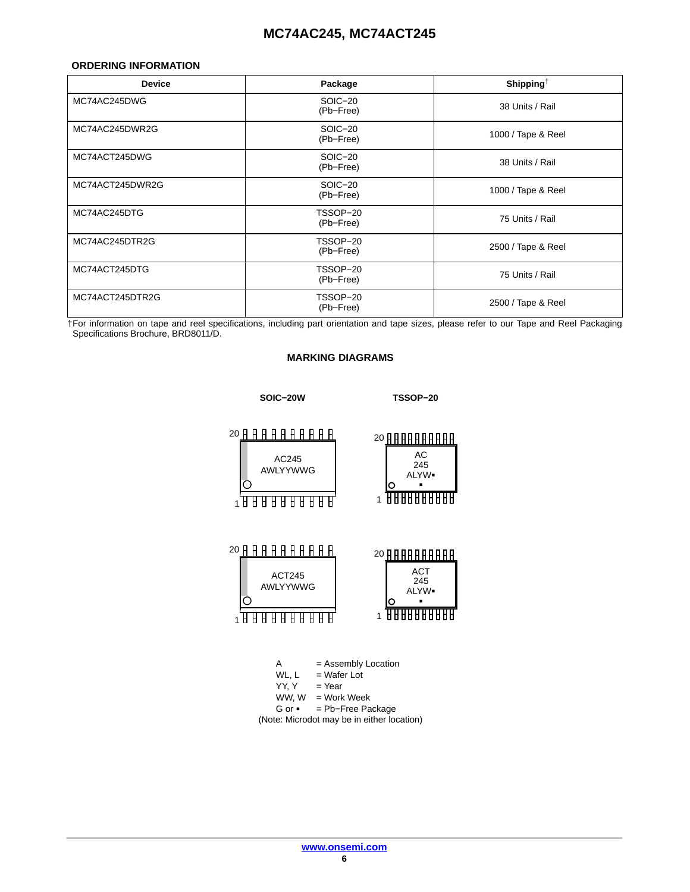## ORDERING INFORMATION

| Device | Package | Shipping† |
|---|---|---|
| MC74AC245DWG | SOIC−20 (Pb−Free) | 38 Units / Rail |
| MC74AC245DWR2G | SOIC−20 (Pb−Free) | 1000 / Tape & Reel |
| MC74ACT245DWG | SOIC−20 (Pb−Free) | 38 Units / Rail |
| MC74ACT245DWR2G | SOIC−20 (Pb−Free) | 1000 / Tape & Reel |
| MC74AC245DTG | TSSOP−20 (Pb−Free) | 75 Units / Rail |
| MC74AC245DTR2G | TSSOP−20 (Pb−Free) | 2500 / Tape & Reel |
| MC74ACT245DTG | TSSOP−20 (Pb−Free) | 75 Units / Rail |
| MC74ACT245DTR2G | TSSOP−20 (Pb−Free) | 2500 / Tape & Reel |

†For information on tape and reel specifications, including part orientation and tape sizes, please refer to our Tape and Reel Packaging Specifications Brochure, BRD8011/D.

### MARKING DIAGRAMS

**SOIC−20W**

20
AC245
AWLYYWWG
1

20
ACT245
AWLYYWWG
1

**TSSOP−20**

20
AC
245
ALYW▪
▪
1

20
ACT
245
ALYW▪
▪
1

A = Assembly Location
WL, L = Wafer Lot
YY, Y = Year
WW, W = Work Week
G or ▪ = Pb−Free Package
(Note: Microdot may be in either location)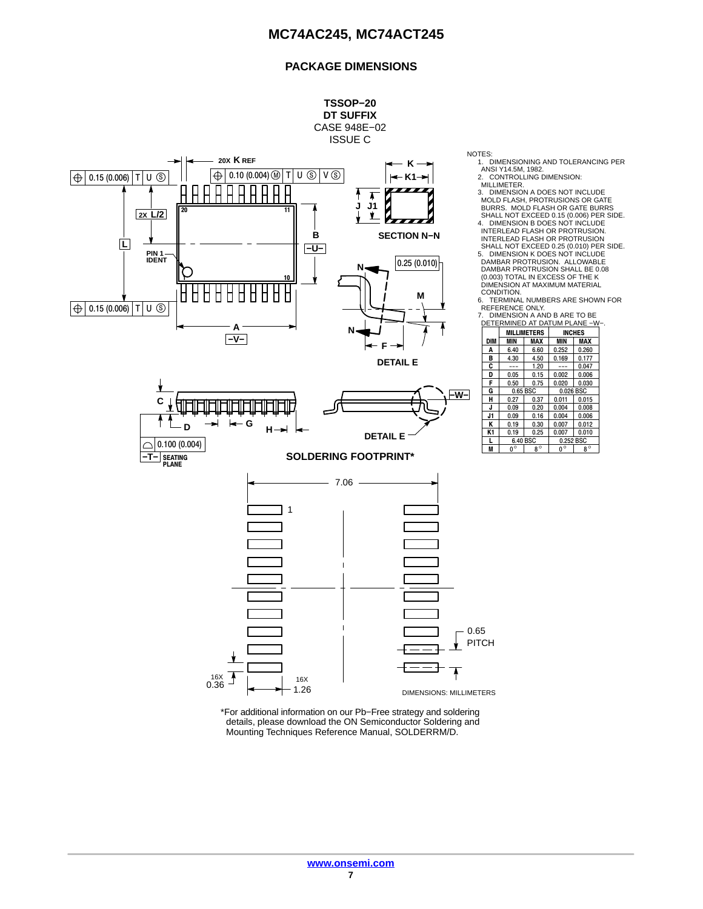## PACKAGE DIMENSIONS

**TSSOP−20**
**DT SUFFIX**
CASE 948E−02
ISSUE C

NOTES:

1. DIMENSIONING AND TOLERANCING PER ANSI Y14.5M, 1982.
2. CONTROLLING DIMENSION: MILLIMETER.
3. DIMENSION A DOES NOT INCLUDE MOLD FLASH, PROTRUSIONS OR GATE BURRS. MOLD FLASH OR GATE BURRS SHALL NOT EXCEED 0.15 (0.006) PER SIDE.
4. DIMENSION B DOES NOT INCLUDE INTERLEAD FLASH OR PROTRUSION. INTERLEAD FLASH OR PROTRUSION SHALL NOT EXCEED 0.25 (0.010) PER SIDE.
5. DIMENSION K DOES NOT INCLUDE DAMBAR PROTRUSION. ALLOWABLE DAMBAR PROTRUSION SHALL BE 0.08 (0.003) TOTAL IN EXCESS OF THE K DIMENSION AT MAXIMUM MATERIAL CONDITION.
6. TERMINAL NUMBERS ARE SHOWN FOR REFERENCE ONLY.
7. DIMENSION A AND B ARE TO BE DETERMINED AT DATUM PLANE −W−.

| DIM | MILLIMETERS MIN | MILLIMETERS MAX | INCHES MIN | INCHES MAX |
|---|---|---|---|---|
| A | 6.40 | 6.60 | 0.252 | 0.260 |
| B | 4.30 | 4.50 | 0.169 | 0.177 |
| C | --- | 1.20 | --- | 0.047 |
| D | 0.05 | 0.15 | 0.002 | 0.006 |
| F | 0.50 | 0.75 | 0.020 | 0.030 |
| G | 0.65 BSC | | 0.026 BSC | |
| H | 0.27 | 0.37 | 0.011 | 0.015 |
| J | 0.09 | 0.20 | 0.004 | 0.008 |
| J1 | 0.09 | 0.16 | 0.004 | 0.006 |
| K | 0.19 | 0.30 | 0.007 | 0.012 |
| K1 | 0.19 | 0.25 | 0.007 | 0.010 |
| L | 6.40 BSC | | 0.252 BSC | |
| M | 0° | 8° | 0° | 8° |

**SOLDERING FOOTPRINT***

DIMENSIONS: MILLIMETERS

*For additional information on our Pb−Free strategy and soldering details, please download the ON Semiconductor Soldering and Mounting Techniques Reference Manual, SOLDERRM/D.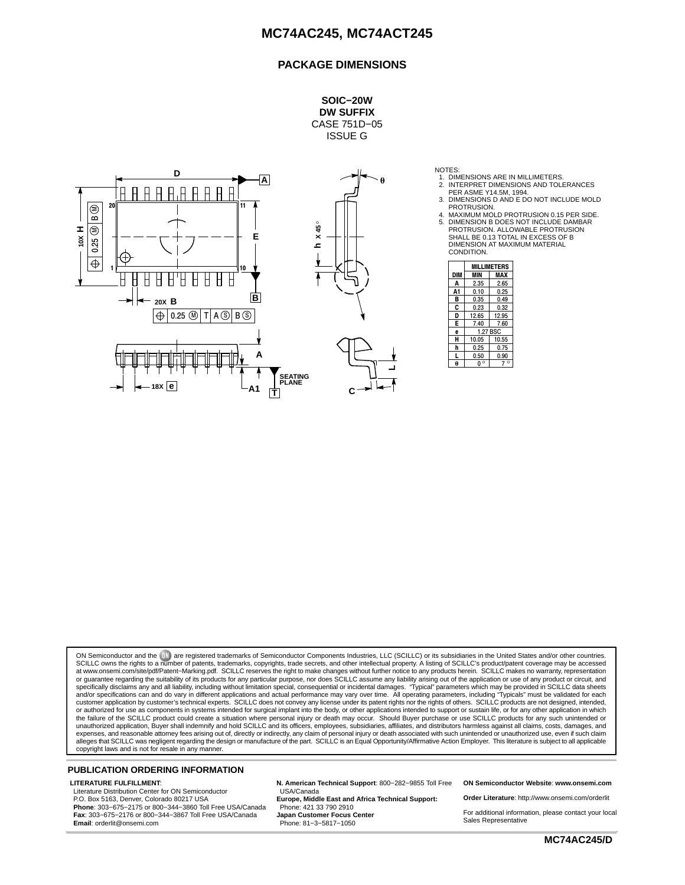## PACKAGE DIMENSIONS

**SOIC−20W**
**DW SUFFIX**
CASE 751D−05
ISSUE G

D
A
20
11
10X H
0.25 M B M
E
1
10
B
20X B
0.25 M T A S B S
h X 45°
θ
A
SEATING PLANE
18X e
A1
T
L
C

NOTES:
1. DIMENSIONS ARE IN MILLIMETERS.
2. INTERPRET DIMENSIONS AND TOLERANCES PER ASME Y14.5M, 1994.
3. DIMENSIONS D AND E DO NOT INCLUDE MOLD PROTRUSION.
4. MAXIMUM MOLD PROTRUSION 0.15 PER SIDE.
5. DIMENSION B DOES NOT INCLUDE DAMBAR PROTRUSION. ALLOWABLE PROTRUSION SHALL BE 0.13 TOTAL IN EXCESS OF B DIMENSION AT MAXIMUM MATERIAL CONDITION.

| | MILLIMETERS | |
|---|---|---|
| DIM | MIN | MAX |
| A | 2.35 | 2.65 |
| A1 | 0.10 | 0.25 |
| B | 0.35 | 0.49 |
| C | 0.23 | 0.32 |
| D | 12.65 | 12.95 |
| E | 7.40 | 7.60 |
| e | 1.27 BSC | |
| H | 10.05 | 10.55 |
| h | 0.25 | 0.75 |
| L | 0.50 | 0.90 |
| θ | 0° | 7° |

ON Semiconductor and the ON logo are registered trademarks of Semiconductor Components Industries, LLC (SCILLC) or its subsidiaries in the United States and/or other countries. SCILLC owns the rights to a number of patents, trademarks, copyrights, trade secrets, and other intellectual property. A listing of SCILLC's product/patent coverage may be accessed at www.onsemi.com/site/pdf/Patent−Marking.pdf. SCILLC reserves the right to make changes without further notice to any products herein. SCILLC makes no warranty, representation or guarantee regarding the suitability of its products for any particular purpose, nor does SCILLC assume any liability arising out of the application or use of any product or circuit, and specifically disclaims any and all liability, including without limitation special, consequential or incidental damages. "Typical" parameters which may be provided in SCILLC data sheets and/or specifications can and do vary in different applications and actual performance may vary over time. All operating parameters, including "Typicals" must be validated for each customer application by customer's technical experts. SCILLC does not convey any license under its patent rights nor the rights of others. SCILLC products are not designed, intended, or authorized for use as components in systems intended for surgical implant into the body, or other applications intended to support or sustain life, or for any other application in which the failure of the SCILLC product could create a situation where personal injury or death may occur. Should Buyer purchase or use SCILLC products for any such unintended or unauthorized application, Buyer shall indemnify and hold SCILLC and its officers, employees, subsidiaries, affiliates, and distributors harmless against all claims, costs, damages, and expenses, and reasonable attorney fees arising out of, directly or indirectly, any claim of personal injury or death associated with such unintended or unauthorized use, even if such claim alleges that SCILLC was negligent regarding the design or manufacture of the part. SCILLC is an Equal Opportunity/Affirmative Action Employer. This literature is subject to all applicable copyright laws and is not for resale in any manner.

### PUBLICATION ORDERING INFORMATION

**LITERATURE FULFILLMENT**:
Literature Distribution Center for ON Semiconductor
P.O. Box 5163, Denver, Colorado 80217 USA
**Phone**: 303−675−2175 or 800−344−3860 Toll Free USA/Canada
**Fax**: 303−675−2176 or 800−344−3867 Toll Free USA/Canada
**Email**: orderlit@onsemi.com

**N. American Technical Support**: 800−282−9855 Toll Free USA/Canada
**Europe, Middle East and Africa Technical Support:**
Phone: 421 33 790 2910
**Japan Customer Focus Center**
Phone: 81−3−5817−1050

**ON Semiconductor Website**: **www.onsemi.com**

**Order Literature**: http://www.onsemi.com/orderlit

For additional information, please contact your local Sales Representative

**MC74AC245/D**